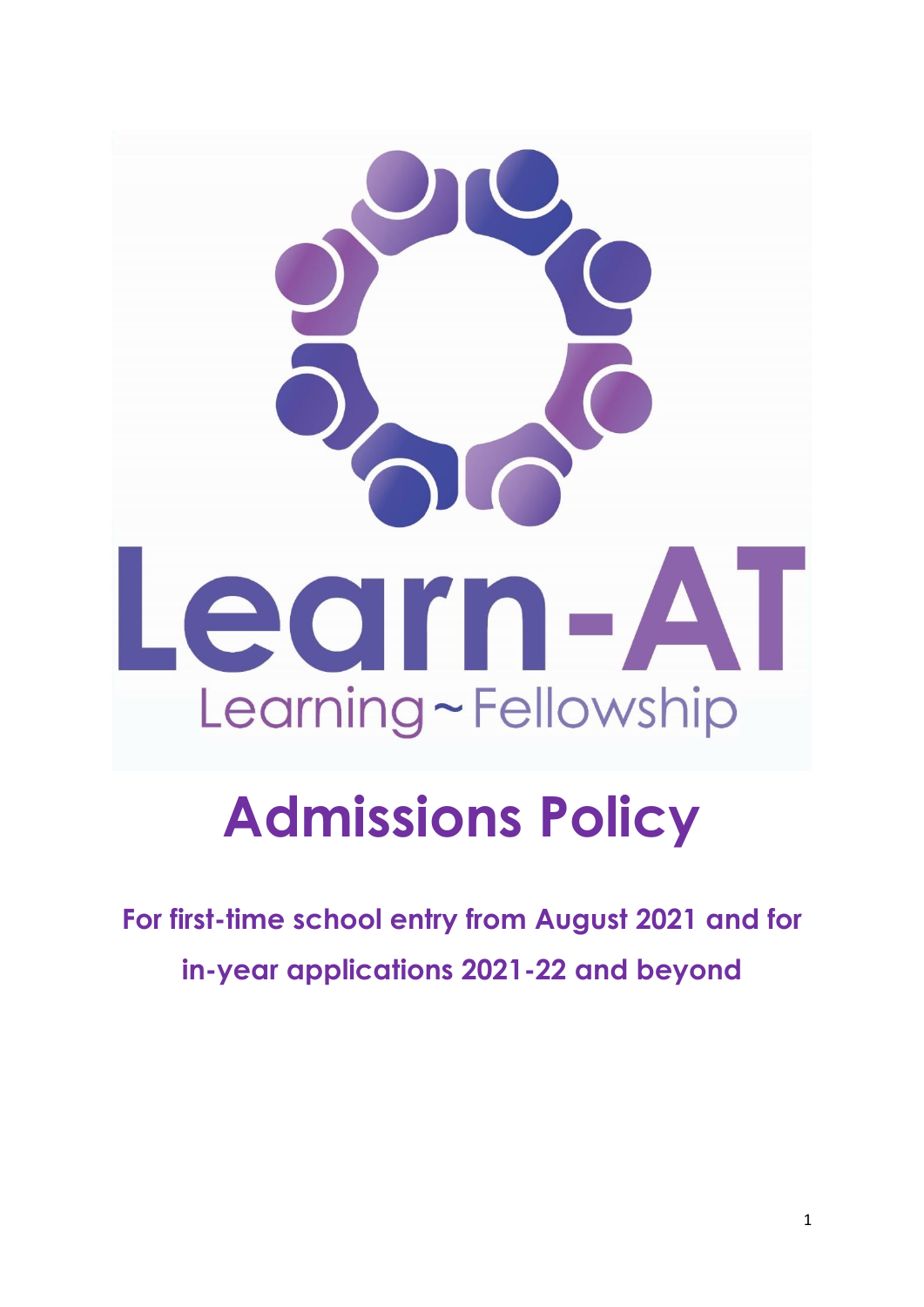Learn-AT

Learning ~ Fellowship

# Admissions Policy

**For first-time school entry from August 2021 and for in-year applications 2021-22 and beyond**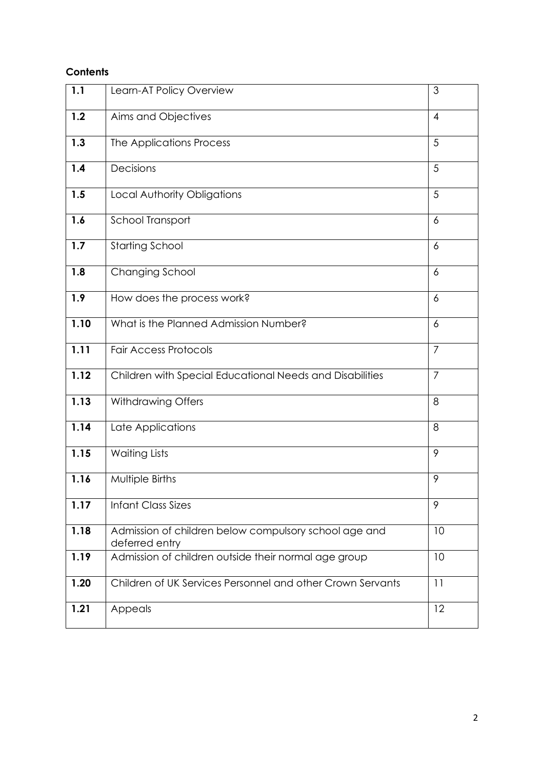**Contents**

| | | |
|---|---|---|
| **1.1** | Learn-AT Policy Overview | 3 |
| **1.2** | Aims and Objectives | 4 |
| **1.3** | The Applications Process | 5 |
| **1.4** | Decisions | 5 |
| **1.5** | Local Authority Obligations | 5 |
| **1.6** | School Transport | 6 |
| **1.7** | Starting School | 6 |
| **1.8** | Changing School | 6 |
| **1.9** | How does the process work? | 6 |
| **1.10** | What is the Planned Admission Number? | 6 |
| **1.11** | Fair Access Protocols | 7 |
| **1.12** | Children with Special Educational Needs and Disabilities | 7 |
| **1.13** | Withdrawing Offers | 8 |
| **1.14** | Late Applications | 8 |
| **1.15** | Waiting Lists | 9 |
| **1.16** | Multiple Births | 9 |
| **1.17** | Infant Class Sizes | 9 |
| **1.18** | Admission of children below compulsory school age and deferred entry | 10 |
| **1.19** | Admission of children outside their normal age group | 10 |
| **1.20** | Children of UK Services Personnel and other Crown Servants | 11 |
| **1.21** | Appeals | 12 |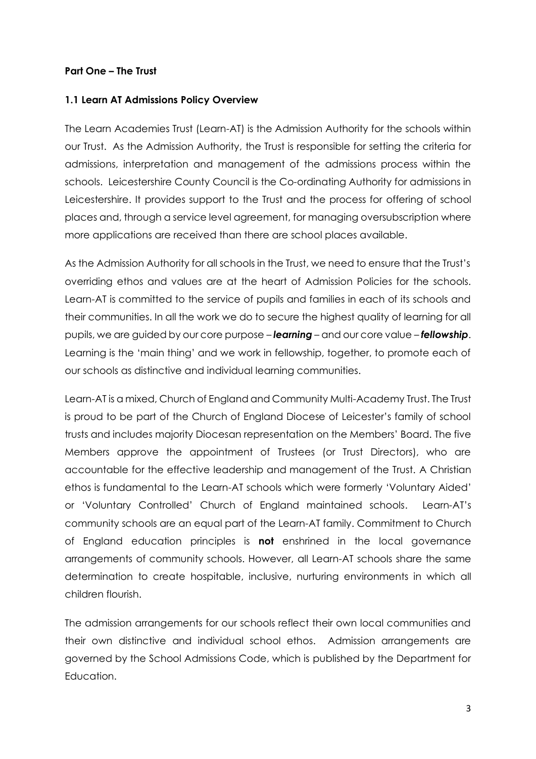**Part One – The Trust**

**1.1 Learn AT Admissions Policy Overview**

The Learn Academies Trust (Learn-AT) is the Admission Authority for the schools within our Trust. As the Admission Authority, the Trust is responsible for setting the criteria for admissions, interpretation and management of the admissions process within the schools. Leicestershire County Council is the Co-ordinating Authority for admissions in Leicestershire. It provides support to the Trust and the process for offering of school places and, through a service level agreement, for managing oversubscription where more applications are received than there are school places available.

As the Admission Authority for all schools in the Trust, we need to ensure that the Trust's overriding ethos and values are at the heart of Admission Policies for the schools. Learn-AT is committed to the service of pupils and families in each of its schools and their communities. In all the work we do to secure the highest quality of learning for all pupils, we are guided by our core purpose – ***learning*** – and our core value – ***fellowship***. Learning is the 'main thing' and we work in fellowship, together, to promote each of our schools as distinctive and individual learning communities.

Learn-AT is a mixed, Church of England and Community Multi-Academy Trust. The Trust is proud to be part of the Church of England Diocese of Leicester's family of school trusts and includes majority Diocesan representation on the Members' Board. The five Members approve the appointment of Trustees (or Trust Directors), who are accountable for the effective leadership and management of the Trust. A Christian ethos is fundamental to the Learn-AT schools which were formerly 'Voluntary Aided' or 'Voluntary Controlled' Church of England maintained schools. Learn-AT's community schools are an equal part of the Learn-AT family. Commitment to Church of England education principles is **not** enshrined in the local governance arrangements of community schools. However, all Learn-AT schools share the same determination to create hospitable, inclusive, nurturing environments in which all children flourish.

The admission arrangements for our schools reflect their own local communities and their own distinctive and individual school ethos. Admission arrangements are governed by the School Admissions Code, which is published by the Department for Education.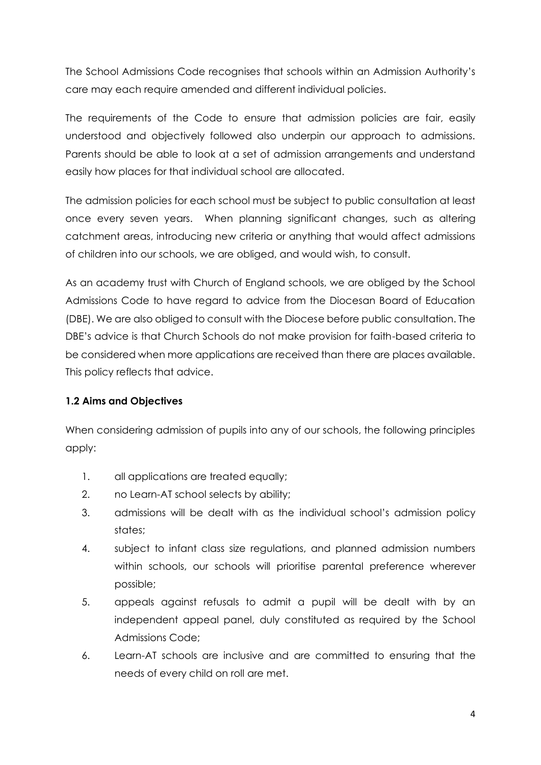The School Admissions Code recognises that schools within an Admission Authority's care may each require amended and different individual policies.

The requirements of the Code to ensure that admission policies are fair, easily understood and objectively followed also underpin our approach to admissions. Parents should be able to look at a set of admission arrangements and understand easily how places for that individual school are allocated.

The admission policies for each school must be subject to public consultation at least once every seven years. When planning significant changes, such as altering catchment areas, introducing new criteria or anything that would affect admissions of children into our schools, we are obliged, and would wish, to consult.

As an academy trust with Church of England schools, we are obliged by the School Admissions Code to have regard to advice from the Diocesan Board of Education (DBE). We are also obliged to consult with the Diocese before public consultation. The DBE's advice is that Church Schools do not make provision for faith-based criteria to be considered when more applications are received than there are places available. This policy reflects that advice.

### 1.2 Aims and Objectives

When considering admission of pupils into any of our schools, the following principles apply:

1. all applications are treated equally;
2. no Learn-AT school selects by ability;
3. admissions will be dealt with as the individual school's admission policy states;
4. subject to infant class size regulations, and planned admission numbers within schools, our schools will prioritise parental preference wherever possible;
5. appeals against refusals to admit a pupil will be dealt with by an independent appeal panel, duly constituted as required by the School Admissions Code;
6. Learn-AT schools are inclusive and are committed to ensuring that the needs of every child on roll are met.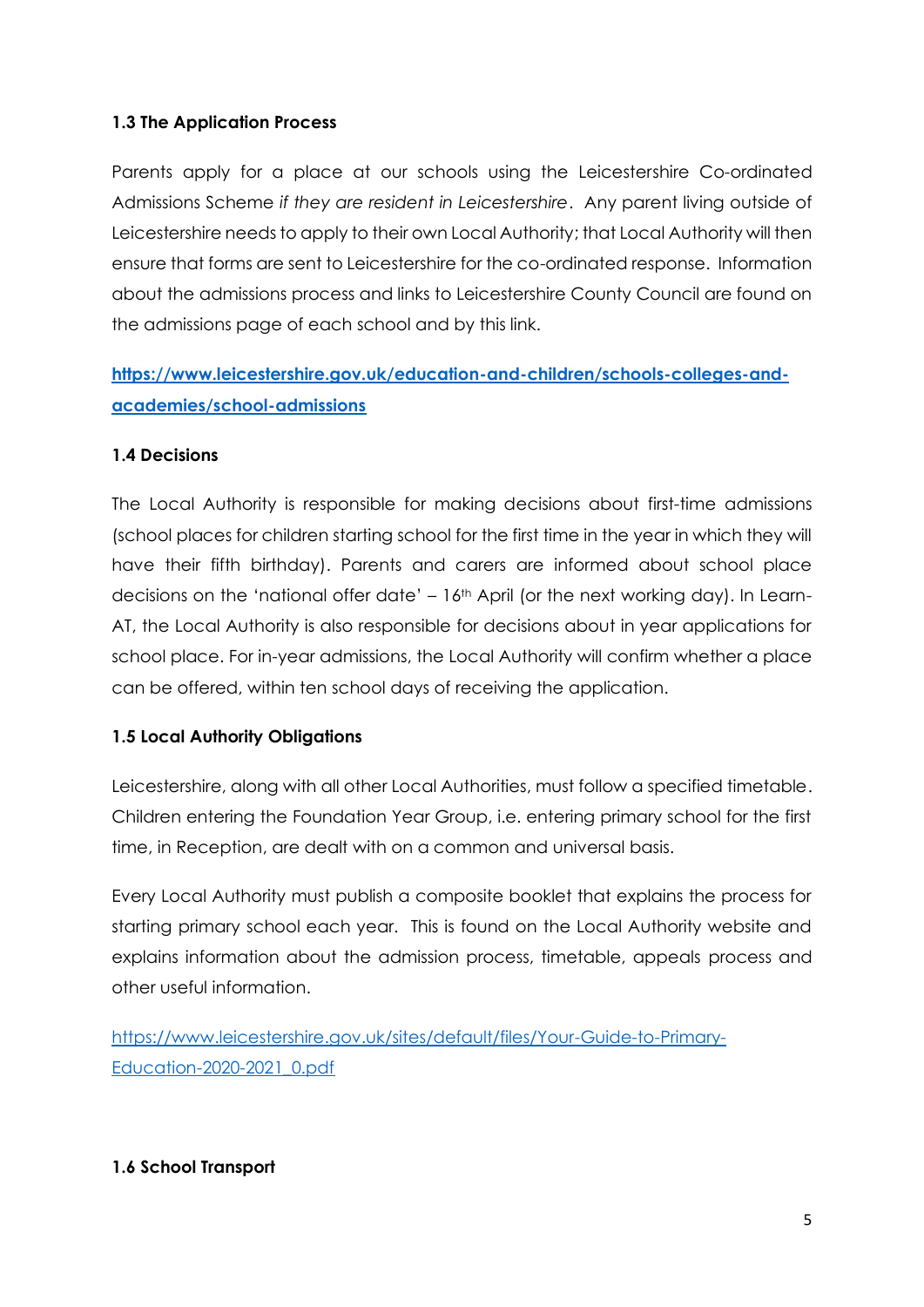### 1.3 The Application Process

Parents apply for a place at our schools using the Leicestershire Co-ordinated Admissions Scheme *if they are resident in Leicestershire*. Any parent living outside of Leicestershire needs to apply to their own Local Authority; that Local Authority will then ensure that forms are sent to Leicestershire for the co-ordinated response. Information about the admissions process and links to Leicestershire County Council are found on the admissions page of each school and by this link.

**[https://www.leicestershire.gov.uk/education-and-children/schools-colleges-and-academies/school-admissions](https://www.leicestershire.gov.uk/education-and-children/schools-colleges-and-academies/school-admissions)**

### 1.4 Decisions

The Local Authority is responsible for making decisions about first-time admissions (school places for children starting school for the first time in the year in which they will have their fifth birthday). Parents and carers are informed about school place decisions on the 'national offer date' – 16th April (or the next working day). In Learn-AT, the Local Authority is also responsible for decisions about in year applications for school place. For in-year admissions, the Local Authority will confirm whether a place can be offered, within ten school days of receiving the application.

### 1.5 Local Authority Obligations

Leicestershire, along with all other Local Authorities, must follow a specified timetable. Children entering the Foundation Year Group, i.e. entering primary school for the first time, in Reception, are dealt with on a common and universal basis.

Every Local Authority must publish a composite booklet that explains the process for starting primary school each year. This is found on the Local Authority website and explains information about the admission process, timetable, appeals process and other useful information.

[https://www.leicestershire.gov.uk/sites/default/files/Your-Guide-to-Primary-Education-2020-2021_0.pdf](https://www.leicestershire.gov.uk/sites/default/files/Your-Guide-to-Primary-Education-2020-2021_0.pdf)

### 1.6 School Transport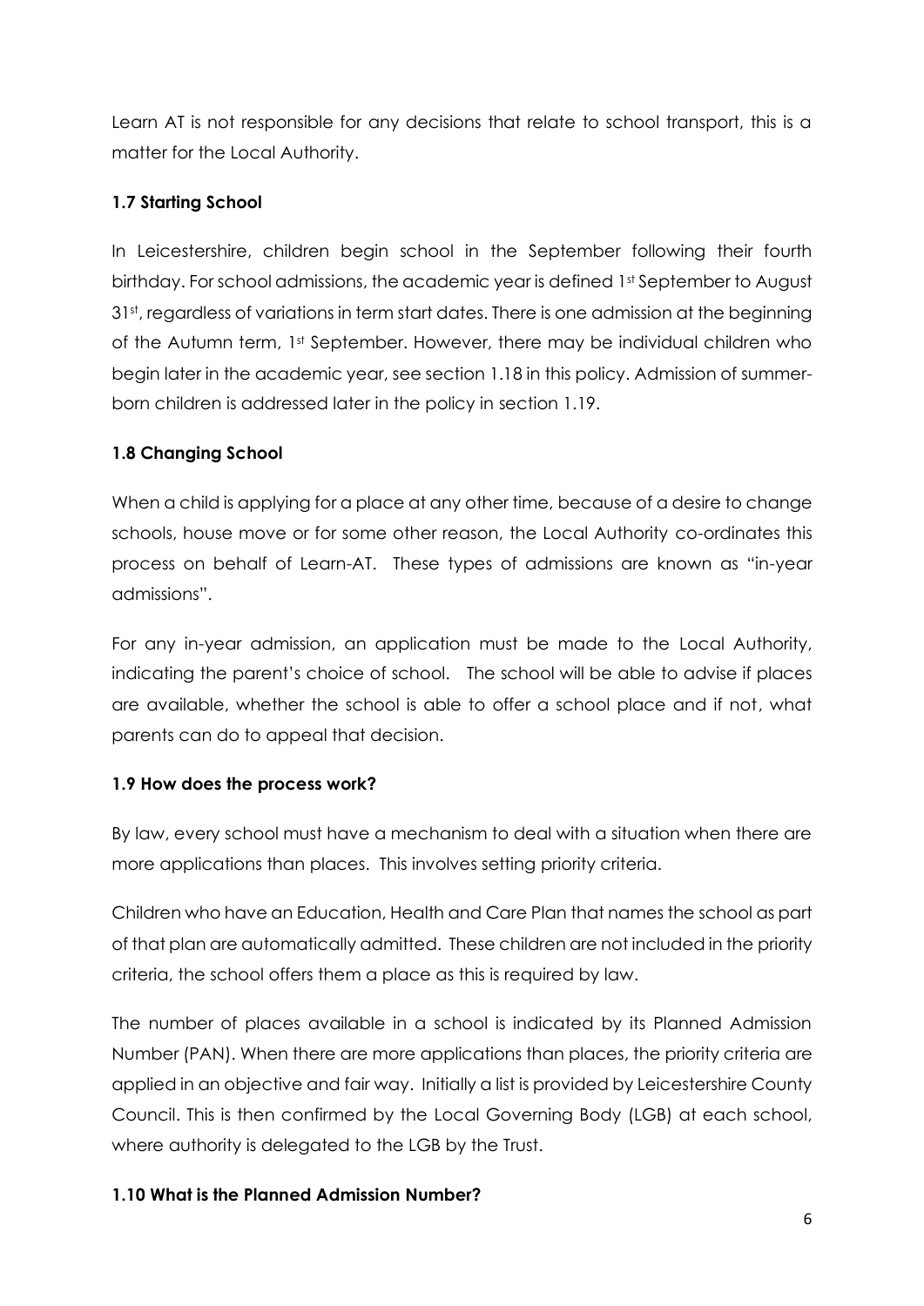Learn AT is not responsible for any decisions that relate to school transport, this is a matter for the Local Authority.

### 1.7 Starting School

In Leicestershire, children begin school in the September following their fourth birthday. For school admissions, the academic year is defined 1st September to August 31st, regardless of variations in term start dates. There is one admission at the beginning of the Autumn term, 1st September. However, there may be individual children who begin later in the academic year, see section 1.18 in this policy. Admission of summer-born children is addressed later in the policy in section 1.19.

### 1.8 Changing School

When a child is applying for a place at any other time, because of a desire to change schools, house move or for some other reason, the Local Authority co-ordinates this process on behalf of Learn-AT. These types of admissions are known as "in-year admissions".

For any in-year admission, an application must be made to the Local Authority, indicating the parent's choice of school. The school will be able to advise if places are available, whether the school is able to offer a school place and if not, what parents can do to appeal that decision.

### 1.9 How does the process work?

By law, every school must have a mechanism to deal with a situation when there are more applications than places. This involves setting priority criteria.

Children who have an Education, Health and Care Plan that names the school as part of that plan are automatically admitted. These children are not included in the priority criteria, the school offers them a place as this is required by law.

The number of places available in a school is indicated by its Planned Admission Number (PAN). When there are more applications than places, the priority criteria are applied in an objective and fair way. Initially a list is provided by Leicestershire County Council. This is then confirmed by the Local Governing Body (LGB) at each school, where authority is delegated to the LGB by the Trust.

### 1.10 What is the Planned Admission Number?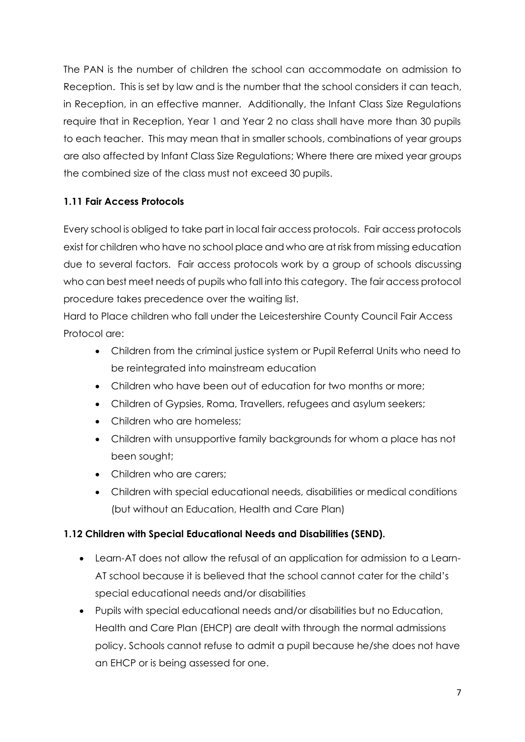The PAN is the number of children the school can accommodate on admission to Reception. This is set by law and is the number that the school considers it can teach, in Reception, in an effective manner. Additionally, the Infant Class Size Regulations require that in Reception, Year 1 and Year 2 no class shall have more than 30 pupils to each teacher. This may mean that in smaller schools, combinations of year groups are also affected by Infant Class Size Regulations; Where there are mixed year groups the combined size of the class must not exceed 30 pupils.

### 1.11 Fair Access Protocols

Every school is obliged to take part in local fair access protocols. Fair access protocols exist for children who have no school place and who are at risk from missing education due to several factors. Fair access protocols work by a group of schools discussing who can best meet needs of pupils who fall into this category. The fair access protocol procedure takes precedence over the waiting list.

Hard to Place children who fall under the Leicestershire County Council Fair Access Protocol are:

- Children from the criminal justice system or Pupil Referral Units who need to be reintegrated into mainstream education
- Children who have been out of education for two months or more;
- Children of Gypsies, Roma, Travellers, refugees and asylum seekers;
- Children who are homeless;
- Children with unsupportive family backgrounds for whom a place has not been sought;
- Children who are carers;
- Children with special educational needs, disabilities or medical conditions (but without an Education, Health and Care Plan)

### 1.12 Children with Special Educational Needs and Disabilities (SEND).

- Learn-AT does not allow the refusal of an application for admission to a Learn-AT school because it is believed that the school cannot cater for the child's special educational needs and/or disabilities
- Pupils with special educational needs and/or disabilities but no Education, Health and Care Plan (EHCP) are dealt with through the normal admissions policy. Schools cannot refuse to admit a pupil because he/she does not have an EHCP or is being assessed for one.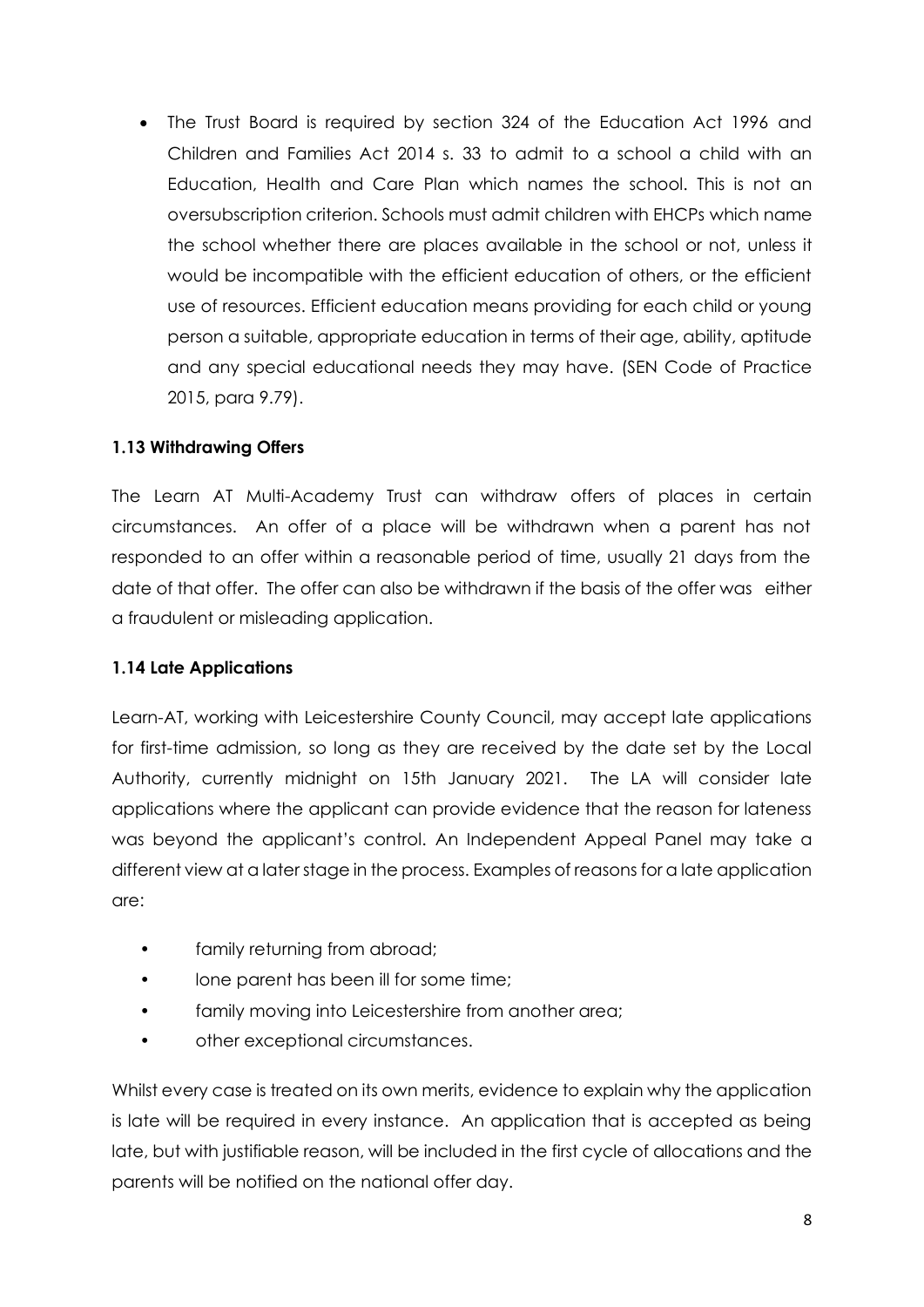- The Trust Board is required by section 324 of the Education Act 1996 and Children and Families Act 2014 s. 33 to admit to a school a child with an Education, Health and Care Plan which names the school. This is not an oversubscription criterion. Schools must admit children with EHCPs which name the school whether there are places available in the school or not, unless it would be incompatible with the efficient education of others, or the efficient use of resources. Efficient education means providing for each child or young person a suitable, appropriate education in terms of their age, ability, aptitude and any special educational needs they may have. (SEN Code of Practice 2015, para 9.79).

**1.13 Withdrawing Offers**

The Learn AT Multi-Academy Trust can withdraw offers of places in certain circumstances. An offer of a place will be withdrawn when a parent has not responded to an offer within a reasonable period of time, usually 21 days from the date of that offer. The offer can also be withdrawn if the basis of the offer was either a fraudulent or misleading application.

**1.14 Late Applications**

Learn-AT, working with Leicestershire County Council, may accept late applications for first-time admission, so long as they are received by the date set by the Local Authority, currently midnight on 15th January 2021. The LA will consider late applications where the applicant can provide evidence that the reason for lateness was beyond the applicant's control. An Independent Appeal Panel may take a different view at a later stage in the process. Examples of reasons for a late application are:

- family returning from abroad;
- lone parent has been ill for some time;
- family moving into Leicestershire from another area;
- other exceptional circumstances.

Whilst every case is treated on its own merits, evidence to explain why the application is late will be required in every instance. An application that is accepted as being late, but with justifiable reason, will be included in the first cycle of allocations and the parents will be notified on the national offer day.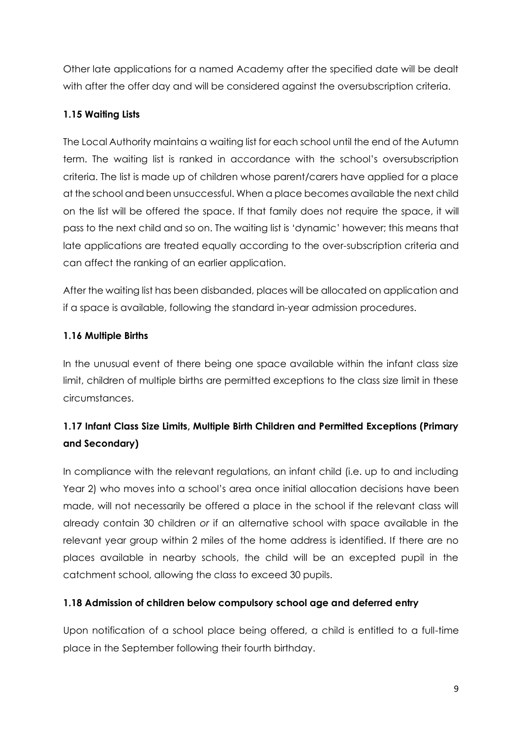Other late applications for a named Academy after the specified date will be dealt with after the offer day and will be considered against the oversubscription criteria.

### 1.15 Waiting Lists

The Local Authority maintains a waiting list for each school until the end of the Autumn term. The waiting list is ranked in accordance with the school's oversubscription criteria. The list is made up of children whose parent/carers have applied for a place at the school and been unsuccessful. When a place becomes available the next child on the list will be offered the space. If that family does not require the space, it will pass to the next child and so on. The waiting list is 'dynamic' however; this means that late applications are treated equally according to the over-subscription criteria and can affect the ranking of an earlier application.

After the waiting list has been disbanded, places will be allocated on application and if a space is available, following the standard in-year admission procedures.

### 1.16 Multiple Births

In the unusual event of there being one space available within the infant class size limit, children of multiple births are permitted exceptions to the class size limit in these circumstances.

### 1.17 Infant Class Size Limits, Multiple Birth Children and Permitted Exceptions (Primary and Secondary)

In compliance with the relevant regulations, an infant child (i.e. up to and including Year 2) who moves into a school's area once initial allocation decisions have been made, will not necessarily be offered a place in the school if the relevant class will already contain 30 children *or* if an alternative school with space available in the relevant year group within 2 miles of the home address is identified. If there are no places available in nearby schools, the child will be an excepted pupil in the catchment school, allowing the class to exceed 30 pupils.

### 1.18 Admission of children below compulsory school age and deferred entry

Upon notification of a school place being offered, a child is entitled to a full-time place in the September following their fourth birthday.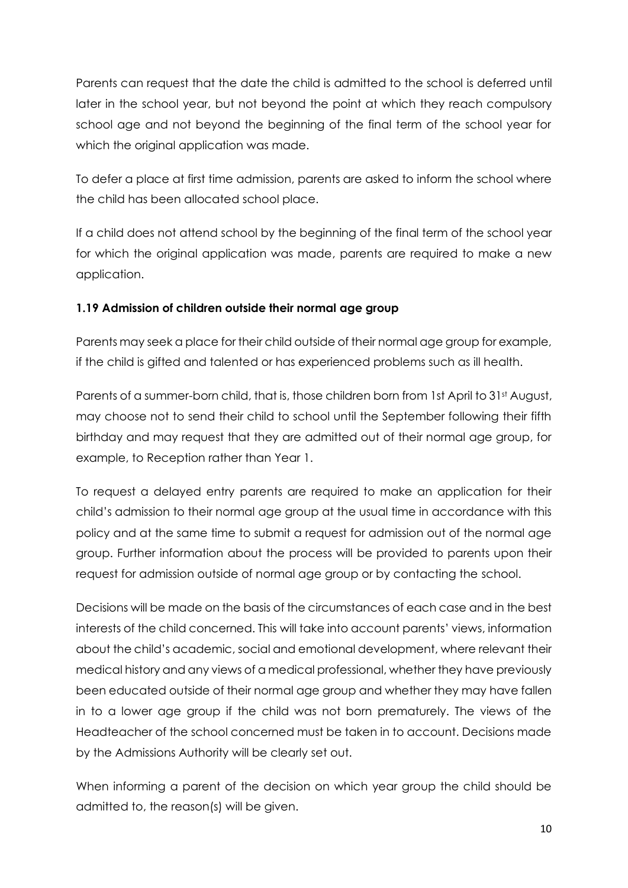Parents can request that the date the child is admitted to the school is deferred until later in the school year, but not beyond the point at which they reach compulsory school age and not beyond the beginning of the final term of the school year for which the original application was made.

To defer a place at first time admission, parents are asked to inform the school where the child has been allocated school place.

If a child does not attend school by the beginning of the final term of the school year for which the original application was made, parents are required to make a new application.

**1.19 Admission of children outside their normal age group**

Parents may seek a place for their child outside of their normal age group for example, if the child is gifted and talented or has experienced problems such as ill health.

Parents of a summer-born child, that is, those children born from 1st April to 31st August, may choose not to send their child to school until the September following their fifth birthday and may request that they are admitted out of their normal age group, for example, to Reception rather than Year 1.

To request a delayed entry parents are required to make an application for their child's admission to their normal age group at the usual time in accordance with this policy and at the same time to submit a request for admission out of the normal age group. Further information about the process will be provided to parents upon their request for admission outside of normal age group or by contacting the school.

Decisions will be made on the basis of the circumstances of each case and in the best interests of the child concerned. This will take into account parents' views, information about the child's academic, social and emotional development, where relevant their medical history and any views of a medical professional, whether they have previously been educated outside of their normal age group and whether they may have fallen in to a lower age group if the child was not born prematurely. The views of the Headteacher of the school concerned must be taken in to account. Decisions made by the Admissions Authority will be clearly set out.

When informing a parent of the decision on which year group the child should be admitted to, the reason(s) will be given.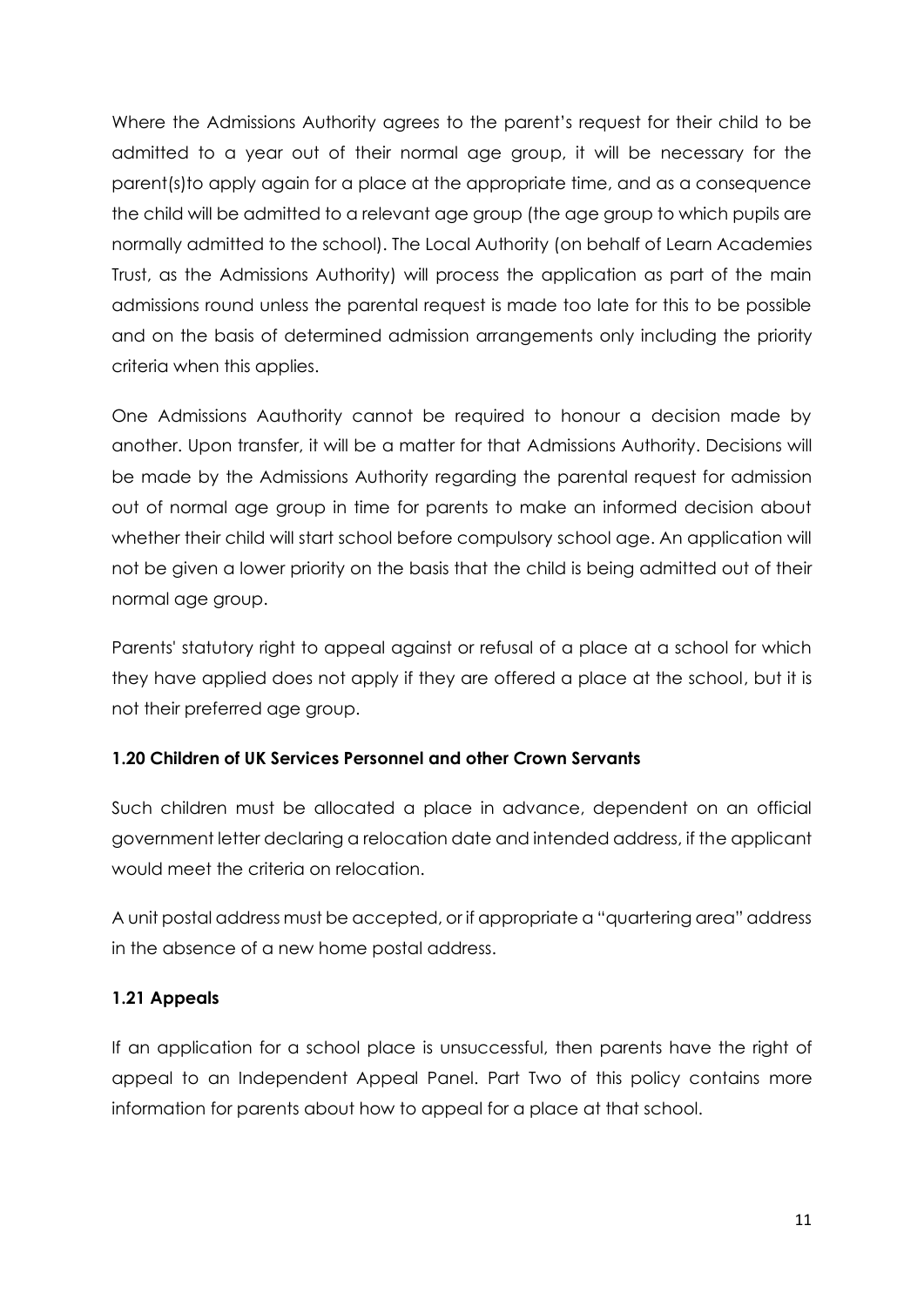Where the Admissions Authority agrees to the parent's request for their child to be admitted to a year out of their normal age group, it will be necessary for the parent(s)to apply again for a place at the appropriate time, and as a consequence the child will be admitted to a relevant age group (the age group to which pupils are normally admitted to the school). The Local Authority (on behalf of Learn Academies Trust, as the Admissions Authority) will process the application as part of the main admissions round unless the parental request is made too late for this to be possible and on the basis of determined admission arrangements only including the priority criteria when this applies.

One Admissions Aauthority cannot be required to honour a decision made by another. Upon transfer, it will be a matter for that Admissions Authority. Decisions will be made by the Admissions Authority regarding the parental request for admission out of normal age group in time for parents to make an informed decision about whether their child will start school before compulsory school age. An application will not be given a lower priority on the basis that the child is being admitted out of their normal age group.

Parents' statutory right to appeal against or refusal of a place at a school for which they have applied does not apply if they are offered a place at the school, but it is not their preferred age group.

**1.20 Children of UK Services Personnel and other Crown Servants**

Such children must be allocated a place in advance, dependent on an official government letter declaring a relocation date and intended address, if the applicant would meet the criteria on relocation.

A unit postal address must be accepted, or if appropriate a "quartering area" address in the absence of a new home postal address.

**1.21 Appeals**

If an application for a school place is unsuccessful, then parents have the right of appeal to an Independent Appeal Panel. Part Two of this policy contains more information for parents about how to appeal for a place at that school.